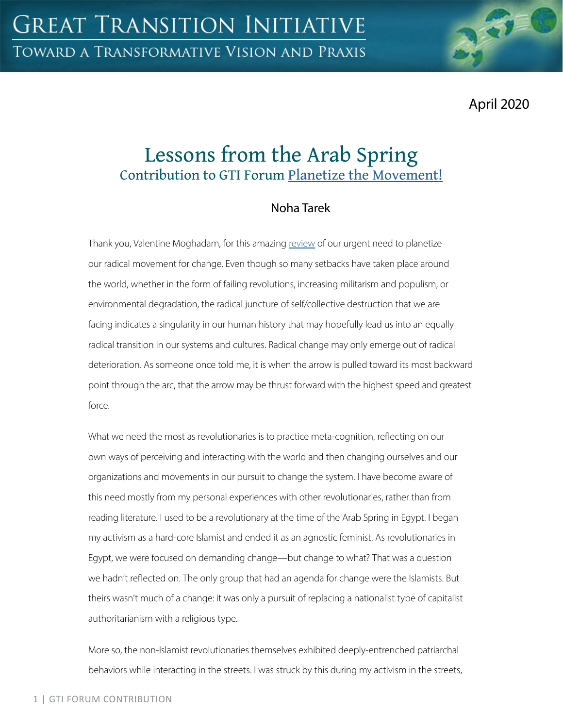# Lessons from the Arab Spring

## Contribution to GTI Forum Planetize the Movement!

Noha Tarek

Thank you, Valentine Moghadam, for this amazing review of our urgent need to planetize our radical movement for change. Even though so many setbacks have taken place around the world, whether in the form of failing revolutions, increasing militarism and populism, or environmental degradation, the radical juncture of self/collective destruction that we are facing indicates a singularity in our human history that may hopefully lead us into an equally radical transition in our systems and cultures. Radical change may only emerge out of radical deterioration. As someone once told me, it is when the arrow is pulled toward its most backward point through the arc, that the arrow may be thrust forward with the highest speed and greatest force.

What we need the most as revolutionaries is to practice meta-cognition, reflecting on our own ways of perceiving and interacting with the world and then changing ourselves and our organizations and movements in our pursuit to change the system. I have become aware of this need mostly from my personal experiences with other revolutionaries, rather than from reading literature. I used to be a revolutionary at the time of the Arab Spring in Egypt. I began my activism as a hard-core Islamist and ended it as an agnostic feminist. As revolutionaries in Egypt, we were focused on demanding change—but change to what? That was a question we hadn't reflected on. The only group that had an agenda for change were the Islamists. But theirs wasn't much of a change: it was only a pursuit of replacing a nationalist type of capitalist authoritarianism with a religious type.

More so, the non-Islamist revolutionaries themselves exhibited deeply-entrenched patriarchal behaviors while interacting in the streets. I was struck by this during my activism in the streets,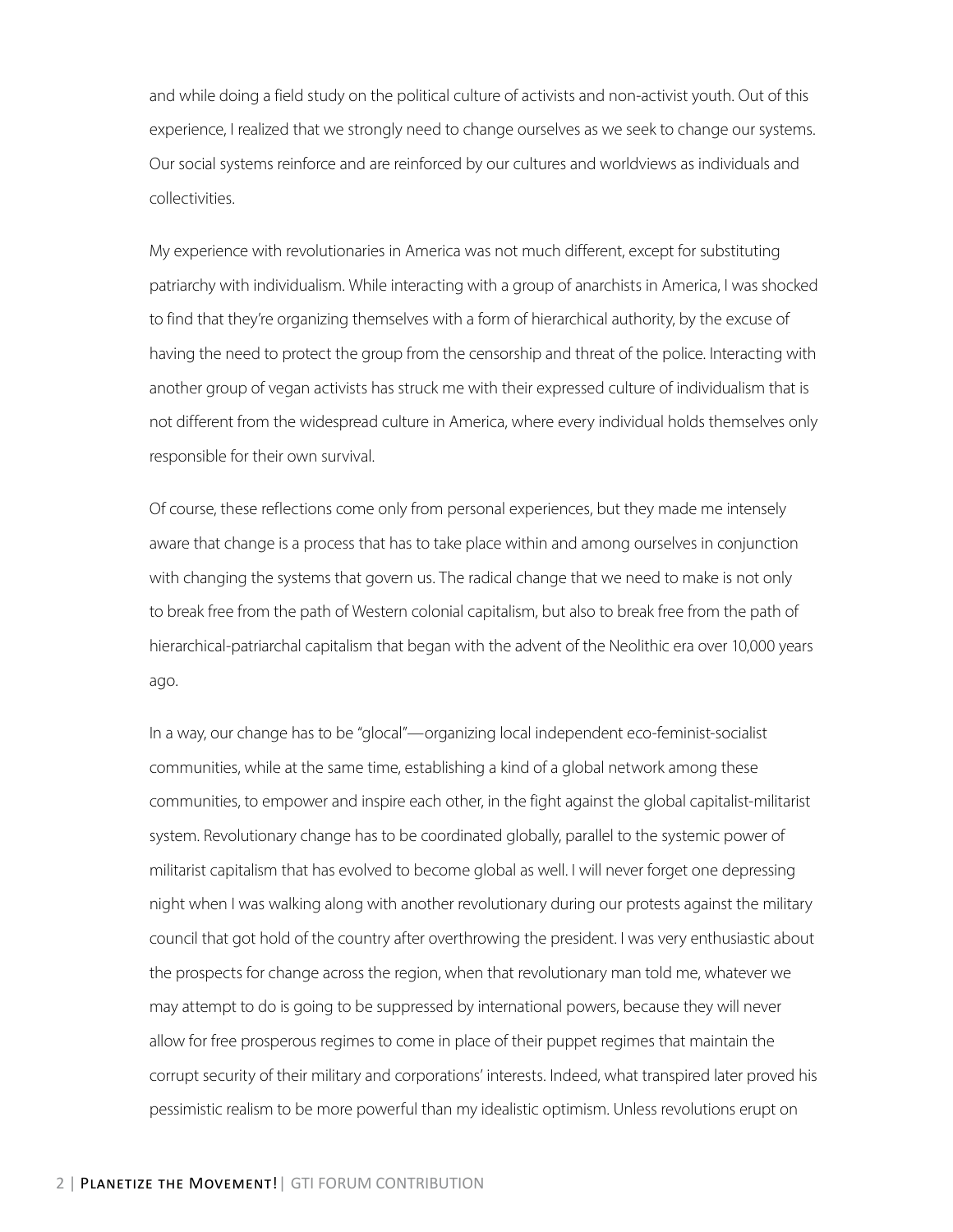and while doing a field study on the political culture of activists and non-activist youth. Out of this experience, I realized that we strongly need to change ourselves as we seek to change our systems. Our social systems reinforce and are reinforced by our cultures and worldviews as individuals and collectivities.

My experience with revolutionaries in America was not much different, except for substituting patriarchy with individualism. While interacting with a group of anarchists in America, I was shocked to find that they're organizing themselves with a form of hierarchical authority, by the excuse of having the need to protect the group from the censorship and threat of the police. Interacting with another group of vegan activists has struck me with their expressed culture of individualism that is not different from the widespread culture in America, where every individual holds themselves only responsible for their own survival.

Of course, these reflections come only from personal experiences, but they made me intensely aware that change is a process that has to take place within and among ourselves in conjunction with changing the systems that govern us. The radical change that we need to make is not only to break free from the path of Western colonial capitalism, but also to break free from the path of hierarchical-patriarchal capitalism that began with the advent of the Neolithic era over 10,000 years ago.

In a way, our change has to be "glocal"—organizing local independent eco-feminist-socialist communities, while at the same time, establishing a kind of a global network among these communities, to empower and inspire each other, in the fight against the global capitalist-militarist system. Revolutionary change has to be coordinated globally, parallel to the systemic power of militarist capitalism that has evolved to become global as well. I will never forget one depressing night when I was walking along with another revolutionary during our protests against the military council that got hold of the country after overthrowing the president. I was very enthusiastic about the prospects for change across the region, when that revolutionary man told me, whatever we may attempt to do is going to be suppressed by international powers, because they will never allow for free prosperous regimes to come in place of their puppet regimes that maintain the corrupt security of their military and corporations' interests. Indeed, what transpired later proved his pessimistic realism to be more powerful than my idealistic optimism. Unless revolutions erupt on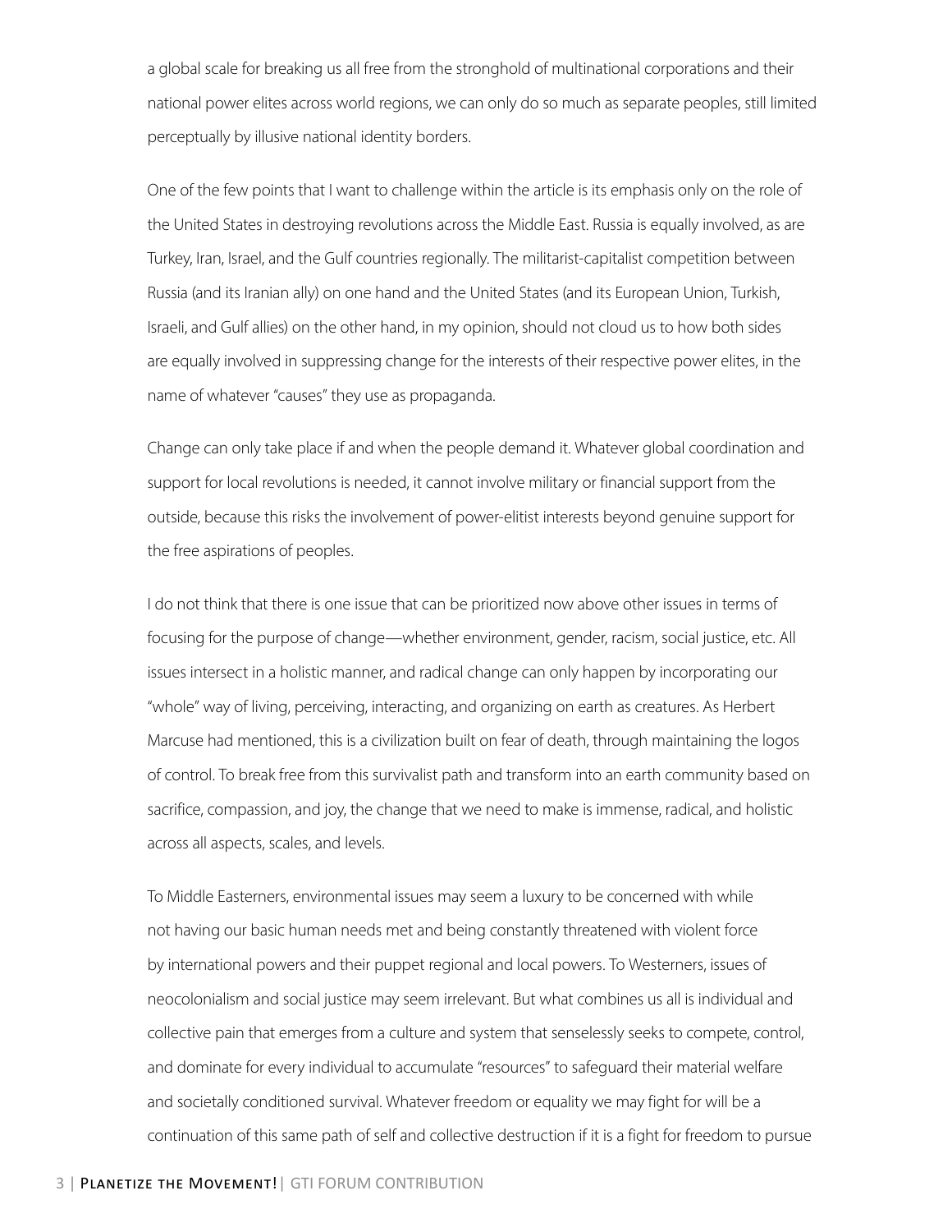a global scale for breaking us all free from the stronghold of multinational corporations and their national power elites across world regions, we can only do so much as separate peoples, still limited perceptually by illusive national identity borders.

One of the few points that I want to challenge within the article is its emphasis only on the role of the United States in destroying revolutions across the Middle East. Russia is equally involved, as are Turkey, Iran, Israel, and the Gulf countries regionally. The militarist-capitalist competition between Russia (and its Iranian ally) on one hand and the United States (and its European Union, Turkish, Israeli, and Gulf allies) on the other hand, in my opinion, should not cloud us to how both sides are equally involved in suppressing change for the interests of their respective power elites, in the name of whatever "causes" they use as propaganda.

Change can only take place if and when the people demand it. Whatever global coordination and support for local revolutions is needed, it cannot involve military or financial support from the outside, because this risks the involvement of power-elitist interests beyond genuine support for the free aspirations of peoples.

I do not think that there is one issue that can be prioritized now above other issues in terms of focusing for the purpose of change—whether environment, gender, racism, social justice, etc. All issues intersect in a holistic manner, and radical change can only happen by incorporating our "whole" way of living, perceiving, interacting, and organizing on earth as creatures. As Herbert Marcuse had mentioned, this is a civilization built on fear of death, through maintaining the logos of control. To break free from this survivalist path and transform into an earth community based on sacrifice, compassion, and joy, the change that we need to make is immense, radical, and holistic across all aspects, scales, and levels.

To Middle Easterners, environmental issues may seem a luxury to be concerned with while not having our basic human needs met and being constantly threatened with violent force by international powers and their puppet regional and local powers. To Westerners, issues of neocolonialism and social justice may seem irrelevant. But what combines us all is individual and collective pain that emerges from a culture and system that senselessly seeks to compete, control, and dominate for every individual to accumulate "resources" to safeguard their material welfare and societally conditioned survival. Whatever freedom or equality we may fight for will be a continuation of this same path of self and collective destruction if it is a fight for freedom to pursue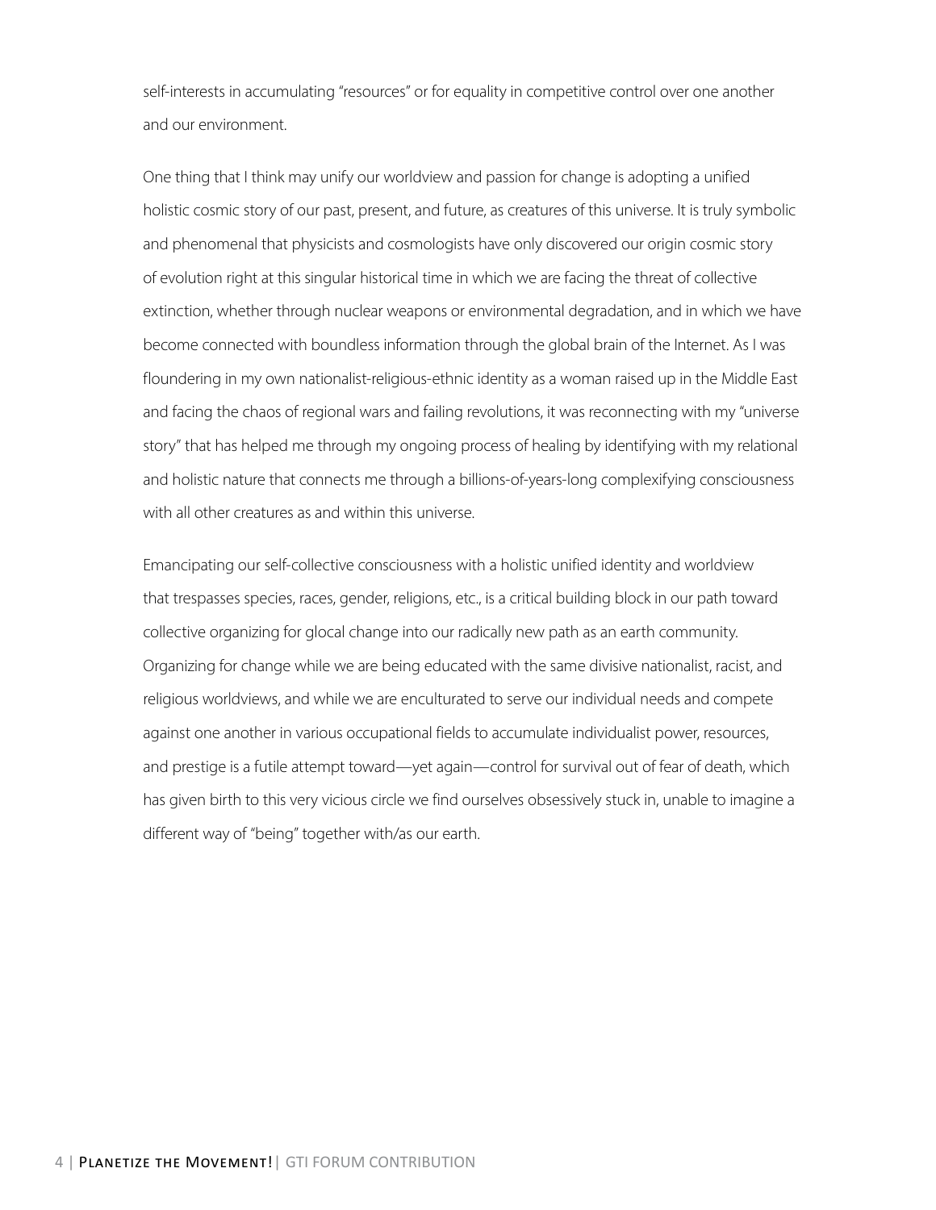self-interests in accumulating "resources" or for equality in competitive control over one another and our environment.

One thing that I think may unify our worldview and passion for change is adopting a unified holistic cosmic story of our past, present, and future, as creatures of this universe. It is truly symbolic and phenomenal that physicists and cosmologists have only discovered our origin cosmic story of evolution right at this singular historical time in which we are facing the threat of collective extinction, whether through nuclear weapons or environmental degradation, and in which we have become connected with boundless information through the global brain of the Internet. As I was floundering in my own nationalist-religious-ethnic identity as a woman raised up in the Middle East and facing the chaos of regional wars and failing revolutions, it was reconnecting with my "universe story" that has helped me through my ongoing process of healing by identifying with my relational and holistic nature that connects me through a billions-of-years-long complexifying consciousness with all other creatures as and within this universe.

Emancipating our self-collective consciousness with a holistic unified identity and worldview that trespasses species, races, gender, religions, etc., is a critical building block in our path toward collective organizing for glocal change into our radically new path as an earth community. Organizing for change while we are being educated with the same divisive nationalist, racist, and religious worldviews, and while we are enculturated to serve our individual needs and compete against one another in various occupational fields to accumulate individualist power, resources, and prestige is a futile attempt toward—yet again—control for survival out of fear of death, which has given birth to this very vicious circle we find ourselves obsessively stuck in, unable to imagine a different way of "being" together with/as our earth.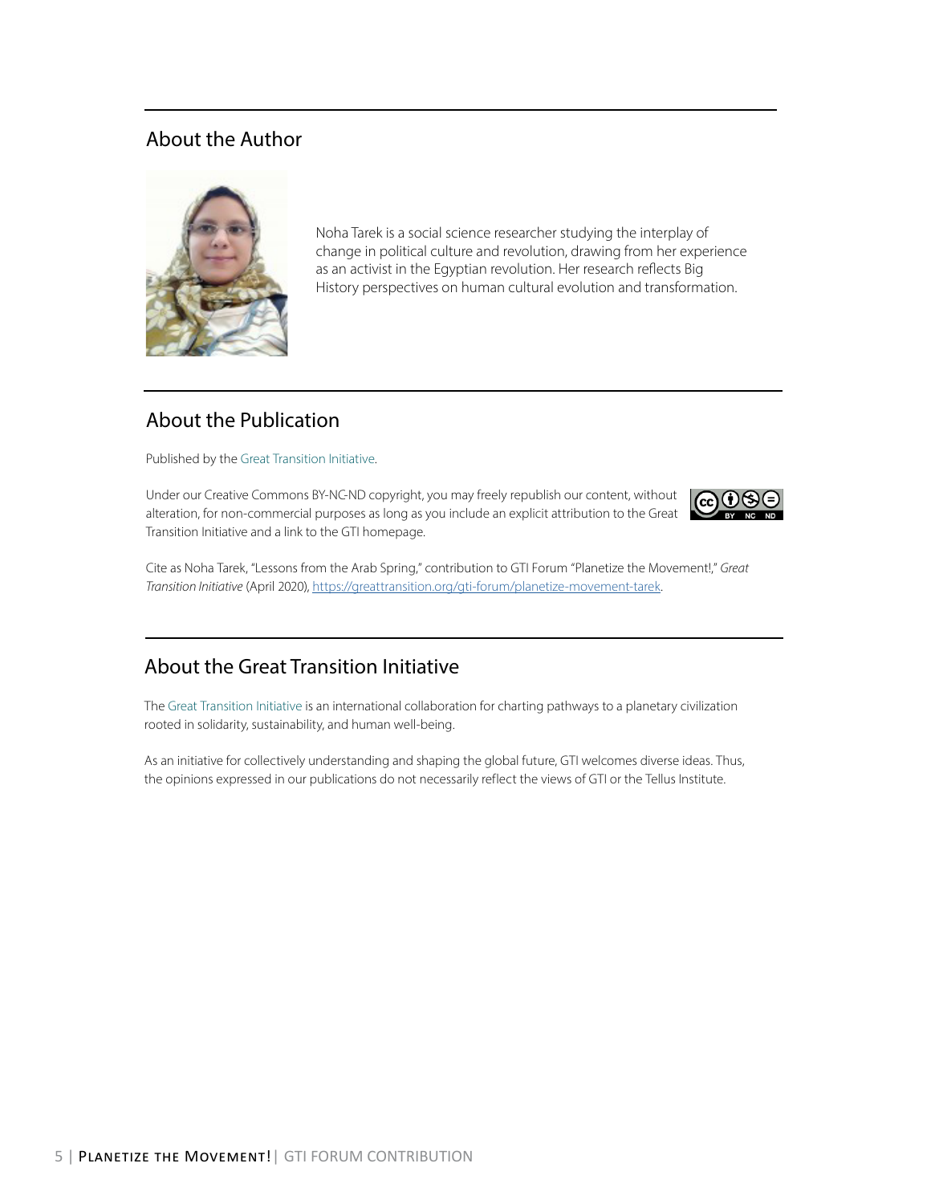## About the Author

Noha Tarek is a social science researcher studying the interplay of change in political culture and revolution, drawing from her experience as an activist in the Egyptian revolution. Her research reflects Big History perspectives on human cultural evolution and transformation.

## About the Publication

Published by the Great Transition Initiative.

Under our Creative Commons BY-NC-ND copyright, you may freely republish our content, without alteration, for non-commercial purposes as long as you include an explicit attribution to the Great Transition Initiative and a link to the GTI homepage.

Cite as Noha Tarek, "Lessons from the Arab Spring," contribution to GTI Forum "Planetize the Movement!," *Great Transition Initiative* (April 2020), https://greattransition.org/gti-forum/planetize-movement-tarek.

## About the Great Transition Initiative

The Great Transition Initiative is an international collaboration for charting pathways to a planetary civilization rooted in solidarity, sustainability, and human well-being.

As an initiative for collectively understanding and shaping the global future, GTI welcomes diverse ideas. Thus, the opinions expressed in our publications do not necessarily reflect the views of GTI or the Tellus Institute.